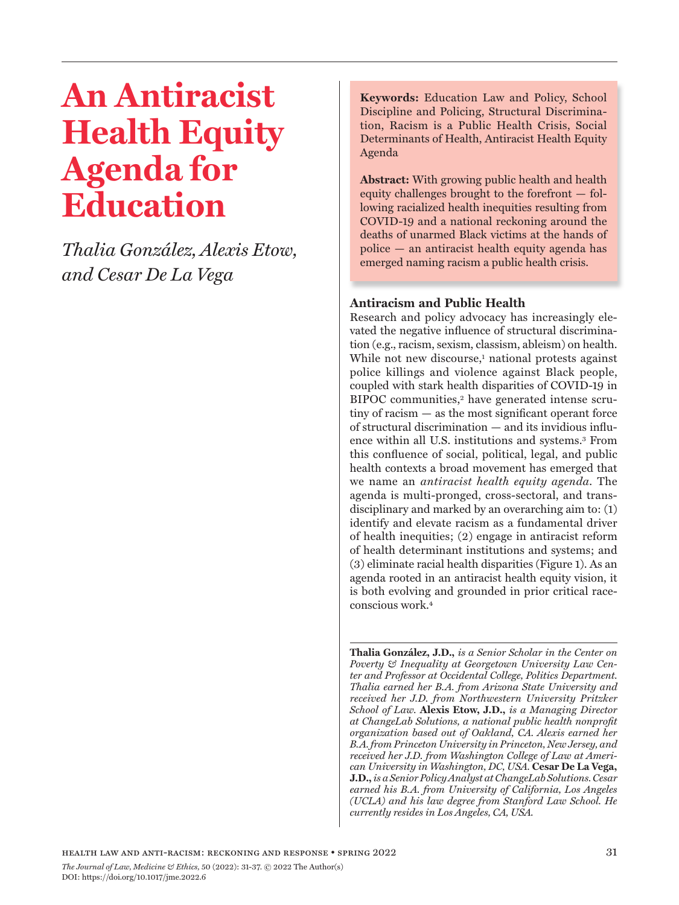# An Antiracist Health Equity Agenda for Education

*Thalia González, Alexis Etow, and Cesar De La Vega*

**Keywords:** Education Law and Policy, School Discipline and Policing, Structural Discrimination, Racism is a Public Health Crisis, Social Determinants of Health, Antiracist Health Equity Agenda

**Abstract:** With growing public health and health equity challenges brought to the forefront — following racialized health inequities resulting from COVID-19 and a national reckoning around the deaths of unarmed Black victims at the hands of police — an antiracist health equity agenda has emerged naming racism a public health crisis.

## Antiracism and Public Health

Research and policy advocacy has increasingly elevated the negative influence of structural discrimination (e.g., racism, sexism, classism, ableism) on health. While not new discourse,[1] national protests against police killings and violence against Black people, coupled with stark health disparities of COVID-19 in BIPOC communities,[2] have generated intense scrutiny of racism — as the most significant operant force of structural discrimination — and its invidious influence within all U.S. institutions and systems.[3] From this confluence of social, political, legal, and public health contexts a broad movement has emerged that we name an *antiracist health equity agenda*. The agenda is multi-pronged, cross-sectoral, and transdisciplinary and marked by an overarching aim to: (1) identify and elevate racism as a fundamental driver of health inequities; (2) engage in antiracist reform of health determinant institutions and systems; and (3) eliminate racial health disparities (Figure 1). As an agenda rooted in an antiracist health equity vision, it is both evolving and grounded in prior critical race-conscious work.[4]

---

**Thalia González, J.D.,** *is a Senior Scholar in the Center on Poverty & Inequality at Georgetown University Law Center and Professor at Occidental College, Politics Department. Thalia earned her B.A. from Arizona State University and received her J.D. from Northwestern University Pritzker School of Law.* **Alexis Etow, J.D.,** *is a Managing Director at ChangeLab Solutions, a national public health nonprofit organization based out of Oakland, CA. Alexis earned her B.A. from Princeton University in Princeton, New Jersey, and received her J.D. from Washington College of Law at American University in Washington, DC, USA.* **Cesar De La Vega, J.D.,** *is a Senior Policy Analyst at ChangeLab Solutions. Cesar earned his B.A. from University of California, Los Angeles (UCLA) and his law degree from Stanford Law School. He currently resides in Los Angeles, CA, USA.*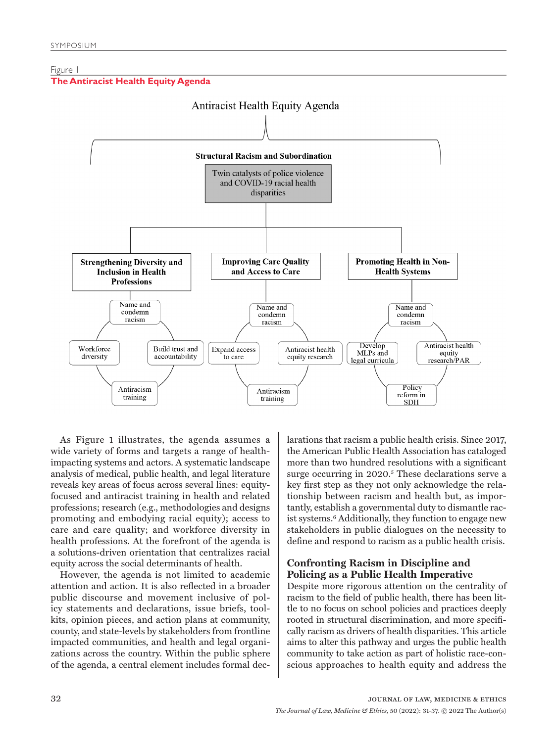Figure 1

**The Antiracist Health Equity Agenda**

Antiracist Health Equity Agenda

**Structural Racism and Subordination**

Twin catalysts of police violence and COVID-19 racial health disparities

**Strengthening Diversity and Inclusion in Health Professions**

- Name and condemn racism
- Workforce diversity
- Build trust and accountability
- Antiracism training

**Improving Care Quality and Access to Care**

- Name and condemn racism
- Expand access to care
- Antiracist health equity research
- Antiracism training

**Promoting Health in Non-Health Systems**

- Name and condemn racism
- Develop MLPs and legal curricula
- Antiracist health equity research/PAR
- Policy reform in SDH

As Figure 1 illustrates, the agenda assumes a wide variety of forms and targets a range of health-impacting systems and actors. A systematic landscape analysis of medical, public health, and legal literature reveals key areas of focus across several lines: equity-focused and antiracist training in health and related professions; research (e.g., methodologies and designs promoting and embodying racial equity); access to care and care quality; and workforce diversity in health professions. At the forefront of the agenda is a solutions-driven orientation that centralizes racial equity across the social determinants of health.

However, the agenda is not limited to academic attention and action. It is also reflected in a broader public discourse and movement inclusive of policy statements and declarations, issue briefs, toolkits, opinion pieces, and action plans at community, county, and state-levels by stakeholders from frontline impacted communities, and health and legal organizations across the country. Within the public sphere of the agenda, a central element includes formal declarations that racism a public health crisis. Since 2017, the American Public Health Association has cataloged more than two hundred resolutions with a significant surge occurring in 2020.[5] These declarations serve a key first step as they not only acknowledge the relationship between racism and health but, as importantly, establish a governmental duty to dismantle racist systems.[6] Additionally, they function to engage new stakeholders in public dialogues on the necessity to define and respond to racism as a public health crisis.

## Confronting Racism in Discipline and Policing as a Public Health Imperative

Despite more rigorous attention on the centrality of racism to the field of public health, there has been little to no focus on school policies and practices deeply rooted in structural discrimination, and more specifically racism as drivers of health disparities. This article aims to alter this pathway and urges the public health community to take action as part of holistic race-conscious approaches to health equity and address the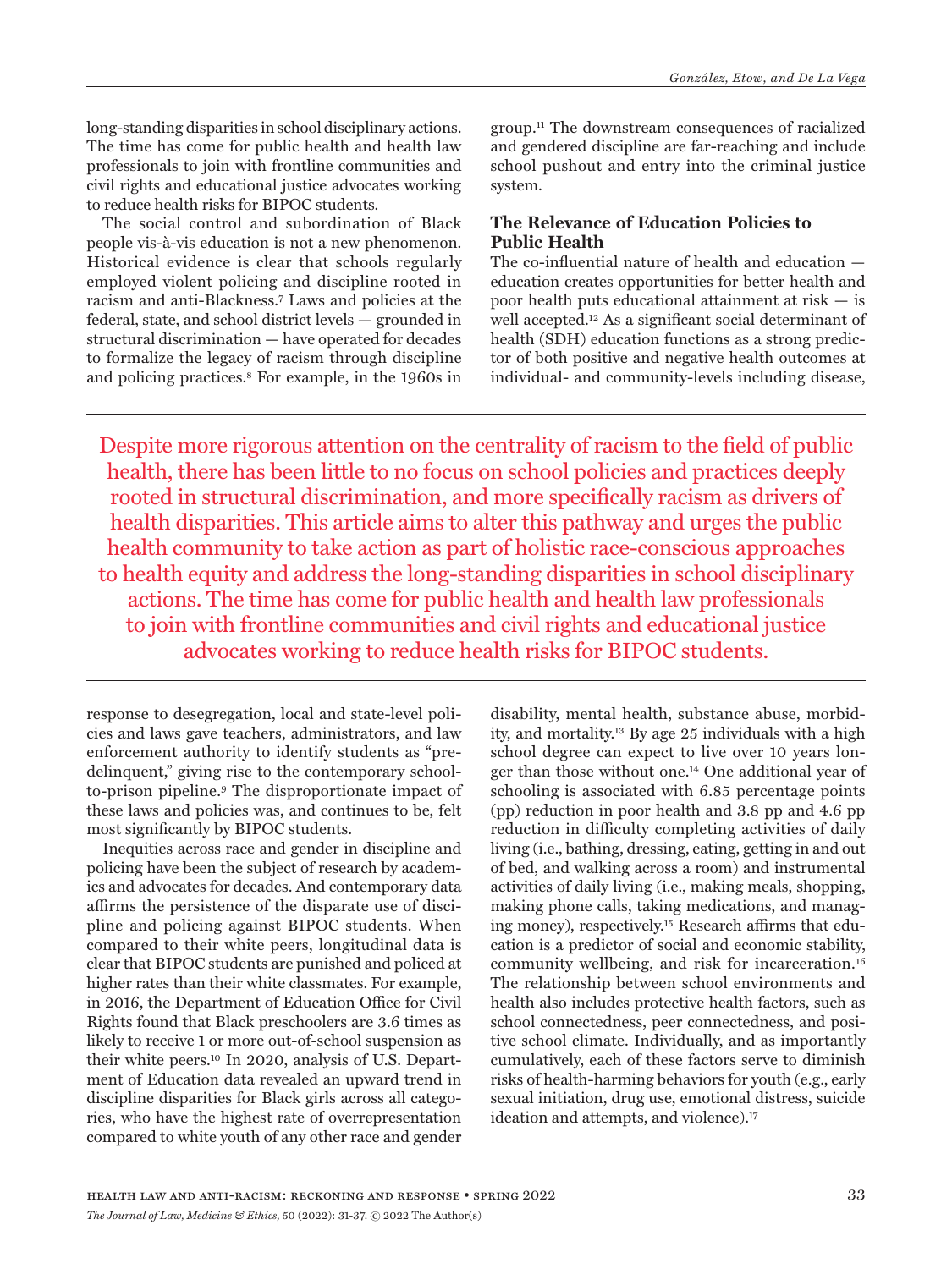long-standing disparities in school disciplinary actions. The time has come for public health and health law professionals to join with frontline communities and civil rights and educational justice advocates working to reduce health risks for BIPOC students.

The social control and subordination of Black people vis-à-vis education is not a new phenomenon. Historical evidence is clear that schools regularly employed violent policing and discipline rooted in racism and anti-Blackness.[7] Laws and policies at the federal, state, and school district levels — grounded in structural discrimination — have operated for decades to formalize the legacy of racism through discipline and policing practices.[8] For example, in the 1960s in response to desegregation, local and state-level policies and laws gave teachers, administrators, and law enforcement authority to identify students as "pre-delinquent," giving rise to the contemporary school-to-prison pipeline.[9] The disproportionate impact of these laws and policies was, and continues to be, felt most significantly by BIPOC students.

Inequities across race and gender in discipline and policing have been the subject of research by academics and advocates for decades. And contemporary data affirms the persistence of the disparate use of discipline and policing against BIPOC students. When compared to their white peers, longitudinal data is clear that BIPOC students are punished and policed at higher rates than their white classmates. For example, in 2016, the Department of Education Office for Civil Rights found that Black preschoolers are 3.6 times as likely to receive 1 or more out-of-school suspension as their white peers.[10] In 2020, analysis of U.S. Department of Education data revealed an upward trend in discipline disparities for Black girls across all categories, who have the highest rate of overrepresentation compared to white youth of any other race and gender group.[11] The downstream consequences of racialized and gendered discipline are far-reaching and include school pushout and entry into the criminal justice system.

### The Relevance of Education Policies to Public Health

The co-influential nature of health and education — education creates opportunities for better health and poor health puts educational attainment at risk — is well accepted.[12] As a significant social determinant of health (SDH) education functions as a strong predictor of both positive and negative health outcomes at individual- and community-levels including disease, disability, mental health, substance abuse, morbidity, and mortality.[13] By age 25 individuals with a high school degree can expect to live over 10 years longer than those without one.[14] One additional year of schooling is associated with 6.85 percentage points (pp) reduction in poor health and 3.8 pp and 4.6 pp reduction in difficulty completing activities of daily living (i.e., bathing, dressing, eating, getting in and out of bed, and walking across a room) and instrumental activities of daily living (i.e., making meals, shopping, making phone calls, taking medications, and managing money), respectively.[15] Research affirms that education is a predictor of social and economic stability, community wellbeing, and risk for incarceration.[16] The relationship between school environments and health also includes protective health factors, such as school connectedness, peer connectedness, and positive school climate. Individually, and as importantly cumulatively, each of these factors serve to diminish risks of health-harming behaviors for youth (e.g., early sexual initiation, drug use, emotional distress, suicide ideation and attempts, and violence).[17]

> Despite more rigorous attention on the centrality of racism to the field of public health, there has been little to no focus on school policies and practices deeply rooted in structural discrimination, and more specifically racism as drivers of health disparities. This article aims to alter this pathway and urges the public health community to take action as part of holistic race-conscious approaches to health equity and address the long-standing disparities in school disciplinary actions. The time has come for public health and health law professionals to join with frontline communities and civil rights and educational justice advocates working to reduce health risks for BIPOC students.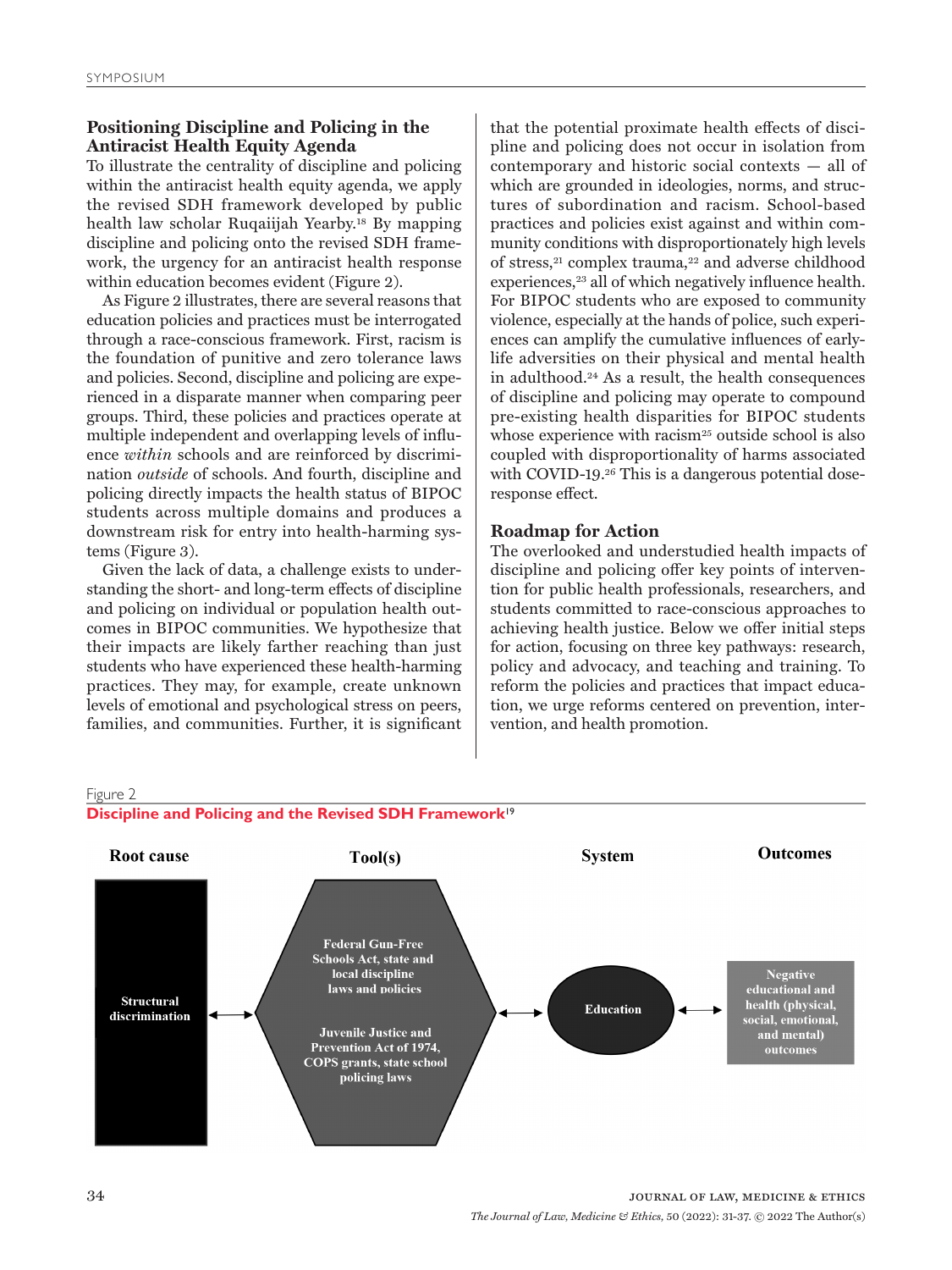### Positioning Discipline and Policing in the Antiracist Health Equity Agenda

To illustrate the centrality of discipline and policing within the antiracist health equity agenda, we apply the revised SDH framework developed by public health law scholar Ruqaiijah Yearby.[18] By mapping discipline and policing onto the revised SDH framework, the urgency for an antiracist health response within education becomes evident (Figure 2).

As Figure 2 illustrates, there are several reasons that education policies and practices must be interrogated through a race-conscious framework. First, racism is the foundation of punitive and zero tolerance laws and policies. Second, discipline and policing are experienced in a disparate manner when comparing peer groups. Third, these policies and practices operate at multiple independent and overlapping levels of influence *within* schools and are reinforced by discrimination *outside* of schools. And fourth, discipline and policing directly impacts the health status of BIPOC students across multiple domains and produces a downstream risk for entry into health-harming systems (Figure 3).

Given the lack of data, a challenge exists to understanding the short- and long-term effects of discipline and policing on individual or population health outcomes in BIPOC communities. We hypothesize that their impacts are likely farther reaching than just students who have experienced these health-harming practices. They may, for example, create unknown levels of emotional and psychological stress on peers, families, and communities. Further, it is significant that the potential proximate health effects of discipline and policing does not occur in isolation from contemporary and historic social contexts — all of which are grounded in ideologies, norms, and structures of subordination and racism. School-based practices and policies exist against and within community conditions with disproportionately high levels of stress,[21] complex trauma,[22] and adverse childhood experiences,[23] all of which negatively influence health. For BIPOC students who are exposed to community violence, especially at the hands of police, such experiences can amplify the cumulative influences of early-life adversities on their physical and mental health in adulthood.[24] As a result, the health consequences of discipline and policing may operate to compound pre-existing health disparities for BIPOC students whose experience with racism[25] outside school is also coupled with disproportionality of harms associated with COVID-19.[26] This is a dangerous potential dose-response effect.

### Roadmap for Action

The overlooked and understudied health impacts of discipline and policing offer key points of intervention for public health professionals, researchers, and students committed to race-conscious approaches to achieving health justice. Below we offer initial steps for action, focusing on three key pathways: research, policy and advocacy, and teaching and training. To reform the policies and practices that impact education, we urge reforms centered on prevention, intervention, and health promotion.

Figure 2
**Discipline and Policing and the Revised SDH Framework**[19]

| Root cause | Tool(s) | System | Outcomes |
|---|---|---|---|
| Structural discrimination ↔ | Federal Gun-Free Schools Act, state and local discipline laws and policies; Juvenile Justice and Prevention Act of 1974, COPS grants, state school policing laws ↔ | Education ↔ | Negative educational and health (physical, social, emotional, and mental) outcomes |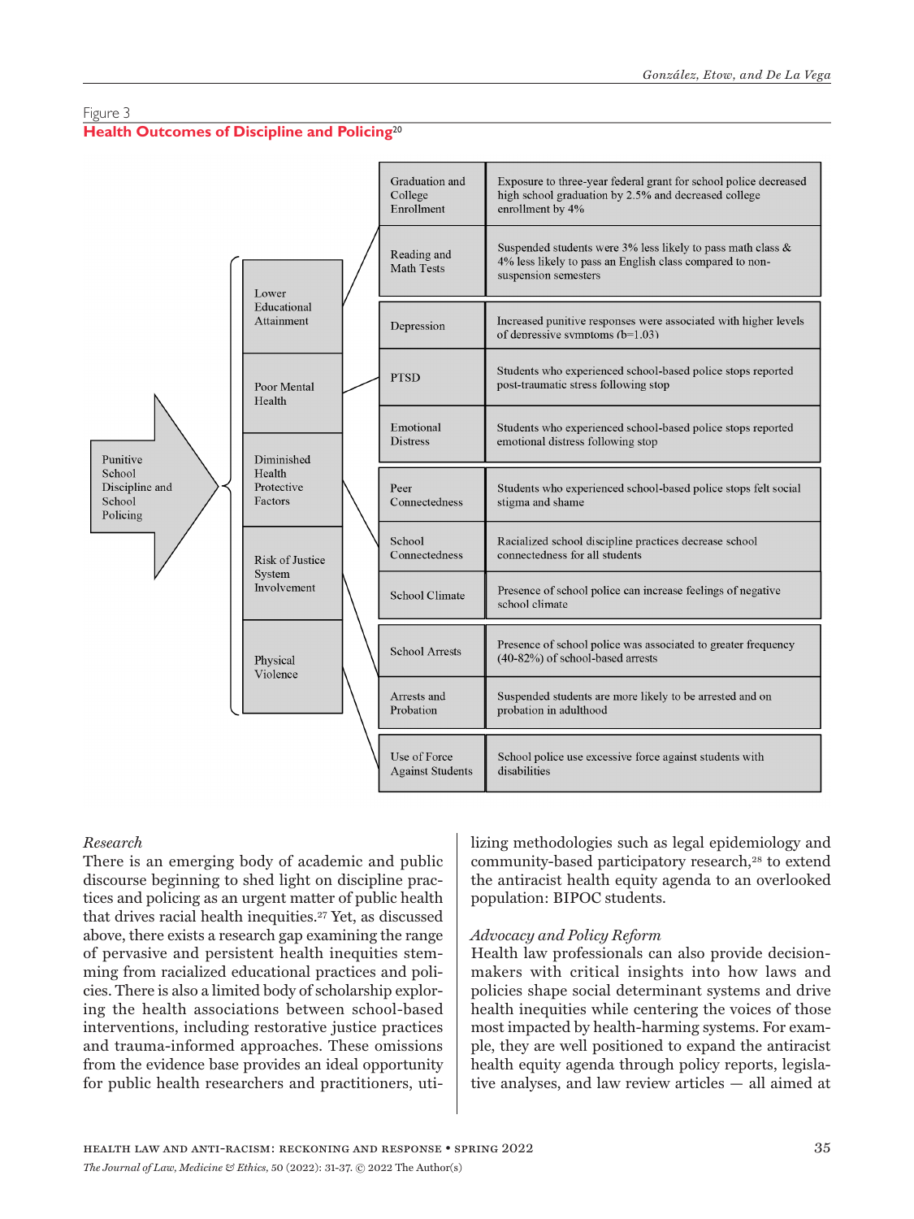Figure 3

**Health Outcomes of Discipline and Policing**[20]

Punitive School Discipline and School Policing

| Category | Outcome | Finding |
|---|---|---|
| Lower Educational Attainment | Graduation and College Enrollment | Exposure to three-year federal grant for school police decreased high school graduation by 2.5% and decreased college enrollment by 4% |
| | Reading and Math Tests | Suspended students were 3% less likely to pass math class & 4% less likely to pass an English class compared to non-suspension semesters |
| Poor Mental Health | Depression | Increased punitive responses were associated with higher levels of depressive symptoms (b=1.03) |
| | PTSD | Students who experienced school-based police stops reported post-traumatic stress following stop |
| | Emotional Distress | Students who experienced school-based police stops reported emotional distress following stop |
| Diminished Health Protective Factors | Peer Connectedness | Students who experienced school-based police stops felt social stigma and shame |
| | School Connectedness | Racialized school discipline practices decrease school connectedness for all students |
| | School Climate | Presence of school police can increase feelings of negative school climate |
| Risk of Justice System Involvement | School Arrests | Presence of school police was associated to greater frequency (40-82%) of school-based arrests |
| | Arrests and Probation | Suspended students are more likely to be arrested and on probation in adulthood |
| Physical Violence | Use of Force Against Students | School police use excessive force against students with disabilities |

*Research*

There is an emerging body of academic and public discourse beginning to shed light on discipline practices and policing as an urgent matter of public health that drives racial health inequities.[27] Yet, as discussed above, there exists a research gap examining the range of pervasive and persistent health inequities stemming from racialized educational practices and policies. There is also a limited body of scholarship exploring the health associations between school-based interventions, including restorative justice practices and trauma-informed approaches. These omissions from the evidence base provides an ideal opportunity for public health researchers and practitioners, utilizing methodologies such as legal epidemiology and community-based participatory research,[28] to extend the antiracist health equity agenda to an overlooked population: BIPOC students.

*Advocacy and Policy Reform*

Health law professionals can also provide decision-makers with critical insights into how laws and policies shape social determinant systems and drive health inequities while centering the voices of those most impacted by health-harming systems. For example, they are well positioned to expand the antiracist health equity agenda through policy reports, legislative analyses, and law review articles — all aimed at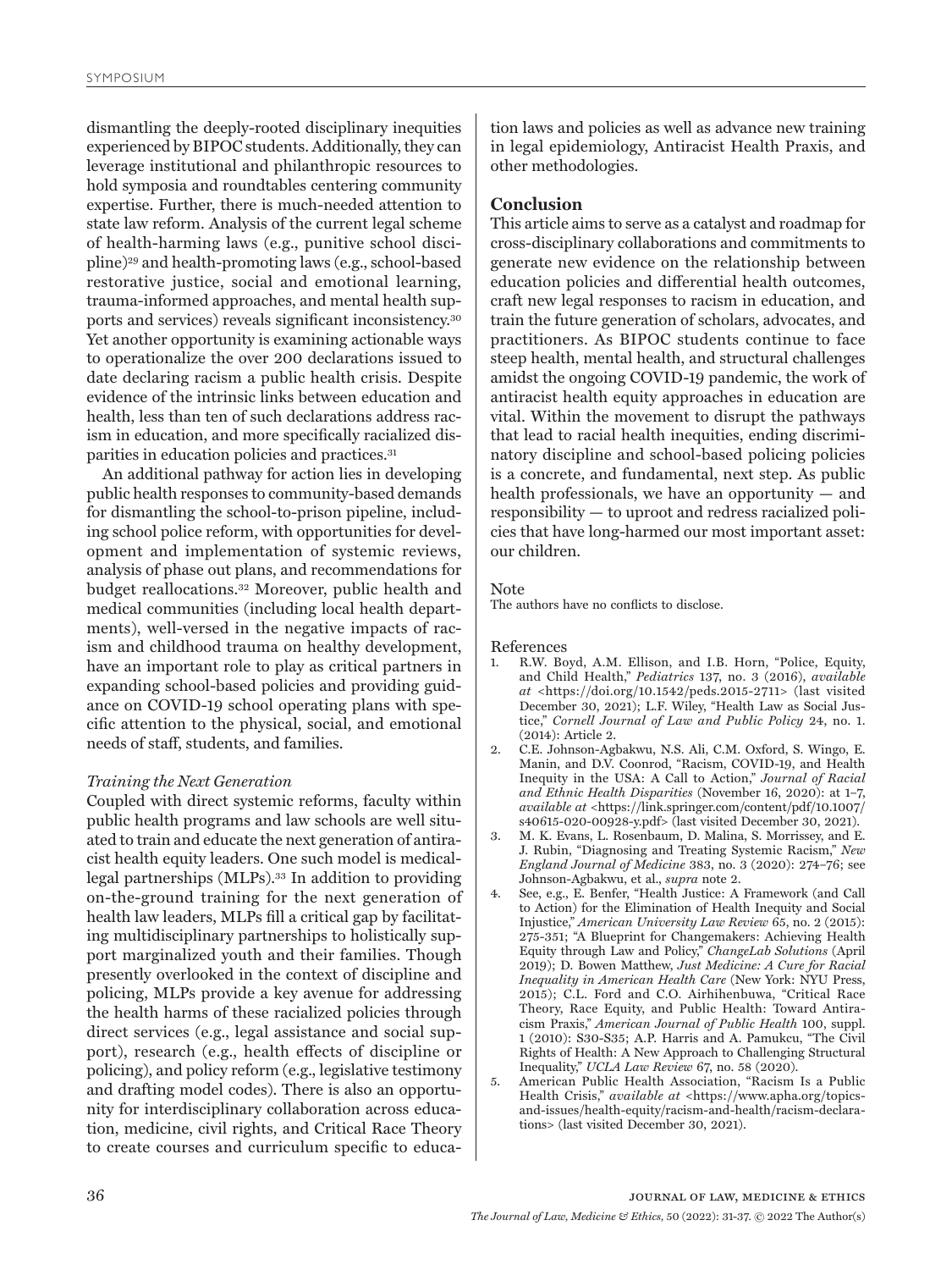dismantling the deeply-rooted disciplinary inequities experienced by BIPOC students. Additionally, they can leverage institutional and philanthropic resources to hold symposia and roundtables centering community expertise. Further, there is much-needed attention to state law reform. Analysis of the current legal scheme of health-harming laws (e.g., punitive school discipline)[29] and health-promoting laws (e.g., school-based restorative justice, social and emotional learning, trauma-informed approaches, and mental health supports and services) reveals significant inconsistency.[30] Yet another opportunity is examining actionable ways to operationalize the over 200 declarations issued to date declaring racism a public health crisis. Despite evidence of the intrinsic links between education and health, less than ten of such declarations address racism in education, and more specifically racialized disparities in education policies and practices.[31]

An additional pathway for action lies in developing public health responses to community-based demands for dismantling the school-to-prison pipeline, including school police reform, with opportunities for development and implementation of systemic reviews, analysis of phase out plans, and recommendations for budget reallocations.[32] Moreover, public health and medical communities (including local health departments), well-versed in the negative impacts of racism and childhood trauma on healthy development, have an important role to play as critical partners in expanding school-based policies and providing guidance on COVID-19 school operating plans with specific attention to the physical, social, and emotional needs of staff, students, and families.

### *Training the Next Generation*

Coupled with direct systemic reforms, faculty within public health programs and law schools are well situated to train and educate the next generation of antiracist health equity leaders. One such model is medical-legal partnerships (MLPs).[33] In addition to providing on-the-ground training for the next generation of health law leaders, MLPs fill a critical gap by facilitating multidisciplinary partnerships to holistically support marginalized youth and their families. Though presently overlooked in the context of discipline and policing, MLPs provide a key avenue for addressing the health harms of these racialized policies through direct services (e.g., legal assistance and social support), research (e.g., health effects of discipline or policing), and policy reform (e.g., legislative testimony and drafting model codes). There is also an opportunity for interdisciplinary collaboration across education, medicine, civil rights, and Critical Race Theory to create courses and curriculum specific to education laws and policies as well as advance new training in legal epidemiology, Antiracist Health Praxis, and other methodologies.

## Conclusion

This article aims to serve as a catalyst and roadmap for cross-disciplinary collaborations and commitments to generate new evidence on the relationship between education policies and differential health outcomes, craft new legal responses to racism in education, and train the future generation of scholars, advocates, and practitioners. As BIPOC students continue to face steep health, mental health, and structural challenges amidst the ongoing COVID-19 pandemic, the work of antiracist health equity approaches in education are vital. Within the movement to disrupt the pathways that lead to racial health inequities, ending discriminatory discipline and school-based policing policies is a concrete, and fundamental, next step. As public health professionals, we have an opportunity — and responsibility — to uproot and redress racialized policies that have long-harmed our most important asset: our children.

#### Note

The authors have no conflicts to disclose.

#### References

1. R.W. Boyd, A.M. Ellison, and I.B. Horn, "Police, Equity, and Child Health," *Pediatrics* 137, no. 3 (2016), *available at* <https://doi.org/10.1542/peds.2015-2711> (last visited December 30, 2021); L.F. Wiley, "Health Law as Social Justice," *Cornell Journal of Law and Public Policy* 24, no. 1. (2014): Article 2.
2. C.E. Johnson-Agbakwu, N.S. Ali, C.M. Oxford, S. Wingo, E. Manin, and D.V. Coonrod, "Racism, COVID-19, and Health Inequity in the USA: A Call to Action," *Journal of Racial and Ethnic Health Disparities* (November 16, 2020): at 1–7, *available at* <https://link.springer.com/content/pdf/10.1007/s40615-020-00928-y.pdf> (last visited December 30, 2021).
3. M. K. Evans, L. Rosenbaum, D. Malina, S. Morrissey, and E. J. Rubin, "Diagnosing and Treating Systemic Racism," *New England Journal of Medicine* 383, no. 3 (2020): 274–76; see Johnson-Agbakwu, et al., *supra* note 2.
4. See, e.g., E. Benfer, "Health Justice: A Framework (and Call to Action) for the Elimination of Health Inequity and Social Injustice," *American University Law Review* 65, no. 2 (2015): 275-351; "A Blueprint for Changemakers: Achieving Health Equity through Law and Policy," *ChangeLab Solutions* (April 2019); D. Bowen Matthew, *Just Medicine: A Cure for Racial Inequality in American Health Care* (New York: NYU Press, 2015); C.L. Ford and C.O. Airhihenbuwa, "Critical Race Theory, Race Equity, and Public Health: Toward Antiracism Praxis," *American Journal of Public Health* 100, suppl. 1 (2010): S30-S35; A.P. Harris and A. Pamukcu, "The Civil Rights of Health: A New Approach to Challenging Structural Inequality," *UCLA Law Review* 67, no. 58 (2020).
5. American Public Health Association, "Racism Is a Public Health Crisis," *available at* <https://www.apha.org/topics-and-issues/health-equity/racism-and-health/racism-declarations> (last visited December 30, 2021).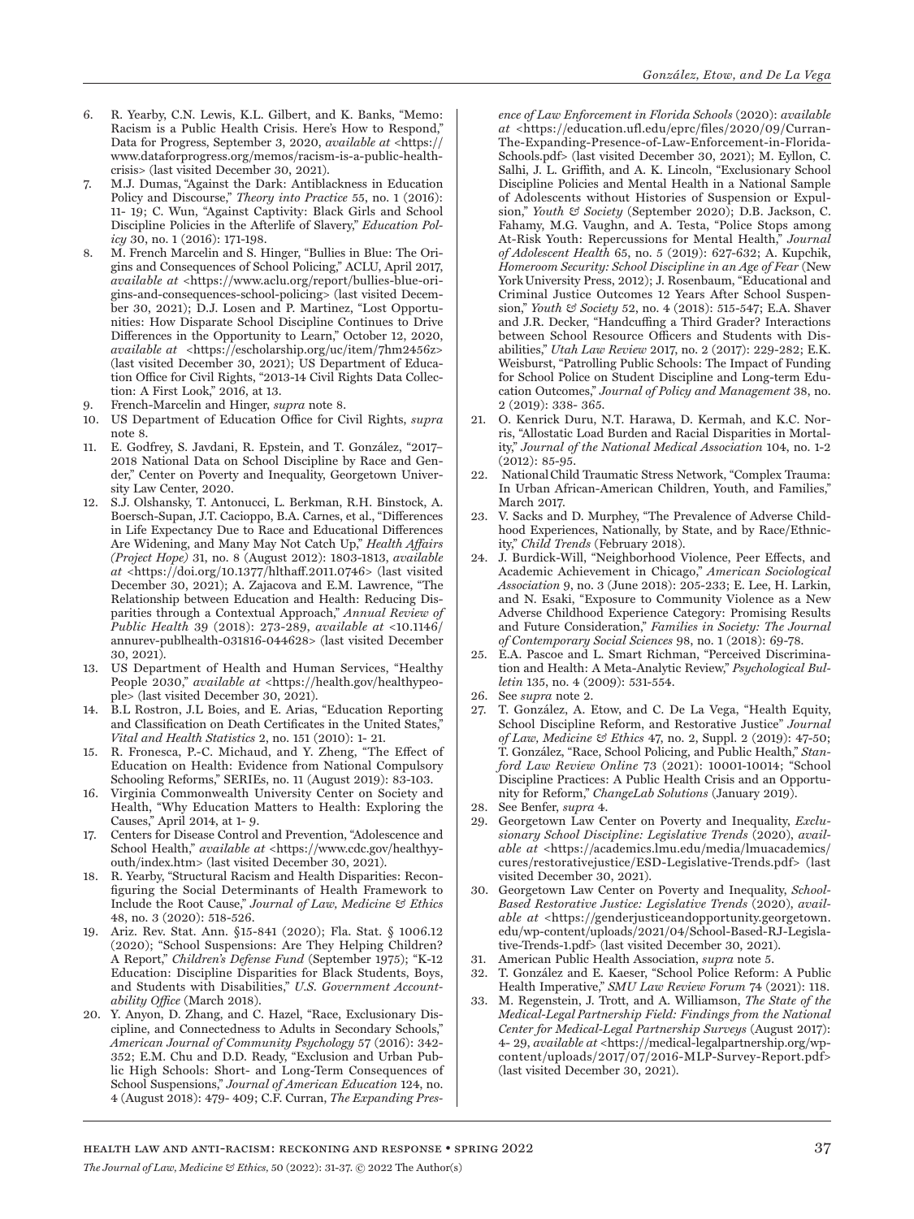6. R. Yearby, C.N. Lewis, K.L. Gilbert, and K. Banks, "Memo: Racism is a Public Health Crisis. Here's How to Respond," Data for Progress, September 3, 2020, *available at* <https://www.dataforprogress.org/memos/racism-is-a-public-health-crisis> (last visited December 30, 2021).
7. M.J. Dumas, "Against the Dark: Antiblackness in Education Policy and Discourse," *Theory into Practice* 55, no. 1 (2016): 11- 19; C. Wun, "Against Captivity: Black Girls and School Discipline Policies in the Afterlife of Slavery," *Education Policy* 30, no. 1 (2016): 171-198.
8. M. French Marcelin and S. Hinger, "Bullies in Blue: The Origins and Consequences of School Policing," ACLU, April 2017, *available at* <https://www.aclu.org/report/bullies-blue-origins-and-consequences-school-policing> (last visited December 30, 2021); D.J. Losen and P. Martinez, "Lost Opportunities: How Disparate School Discipline Continues to Drive Differences in the Opportunity to Learn," October 12, 2020, *available at* <https://escholarship.org/uc/item/7hm2456z> (last visited December 30, 2021); US Department of Education Office for Civil Rights, "2013-14 Civil Rights Data Collection: A First Look," 2016, at 13.
9. French-Marcelin and Hinger, *supra* note 8.
10. US Department of Education Office for Civil Rights, *supra* note 8.
11. E. Godfrey, S. Javdani, R. Epstein, and T. González, "2017–2018 National Data on School Discipline by Race and Gender," Center on Poverty and Inequality, Georgetown University Law Center, 2020.
12. S.J. Olshansky, T. Antonucci, L. Berkman, R.H. Binstock, A. Boersch-Supan, J.T. Cacioppo, B.A. Carnes, et al., "Differences in Life Expectancy Due to Race and Educational Differences Are Widening, and Many May Not Catch Up," *Health Affairs (Project Hope)* 31, no. 8 (August 2012): 1803-1813, *available at* <https://doi.org/10.1377/hlthaff.2011.0746> (last visited December 30, 2021); A. Zajacova and E.M. Lawrence, "The Relationship between Education and Health: Reducing Disparities through a Contextual Approach," *Annual Review of Public Health* 39 (2018): 273-289, *available at* <10.1146/annurev-publhealth-031816-044628> (last visited December 30, 2021).
13. US Department of Health and Human Services, "Healthy People 2030," *available at* <https://health.gov/healthypeople> (last visited December 30, 2021).
14. B.L Rostron, J.L Boies, and E. Arias, "Education Reporting and Classification on Death Certificates in the United States," *Vital and Health Statistics* 2, no. 151 (2010): 1- 21.
15. R. Fronesca, P.-C. Michaud, and Y. Zheng, "The Effect of Education on Health: Evidence from National Compulsory Schooling Reforms," SERIEs, no. 11 (August 2019): 83-103.
16. Virginia Commonwealth University Center on Society and Health, "Why Education Matters to Health: Exploring the Causes," April 2014, at 1- 9.
17. Centers for Disease Control and Prevention, "Adolescence and School Health," *available at* <https://www.cdc.gov/healthyyouth/index.htm> (last visited December 30, 2021).
18. R. Yearby, "Structural Racism and Health Disparities: Reconfiguring the Social Determinants of Health Framework to Include the Root Cause," *Journal of Law, Medicine & Ethics* 48, no. 3 (2020): 518-526.
19. Ariz. Rev. Stat. Ann. §15-841 (2020); Fla. Stat. § 1006.12 (2020); "School Suspensions: Are They Helping Children? A Report," *Children's Defense Fund* (September 1975); "K-12 Education: Discipline Disparities for Black Students, Boys, and Students with Disabilities," *U.S. Government Accountability Office* (March 2018).
20. Y. Anyon, D. Zhang, and C. Hazel, "Race, Exclusionary Discipline, and Connectedness to Adults in Secondary Schools," *American Journal of Community Psychology* 57 (2016): 342-352; E.M. Chu and D.D. Ready, "Exclusion and Urban Public High Schools: Short- and Long-Term Consequences of School Suspensions," *Journal of American Education* 124, no. 4 (August 2018): 479- 409; C.F. Curran, *The Expanding Presence of Law Enforcement in Florida Schools* (2020): *available at* <https://education.ufl.edu/eprc/files/2020/09/Curran-The-Expanding-Presence-of-Law-Enforcement-in-Florida-Schools.pdf> (last visited December 30, 2021); M. Eyllon, C. Salhi, J. L. Griffith, and A. K. Lincoln, "Exclusionary School Discipline Policies and Mental Health in a National Sample of Adolescents without Histories of Suspension or Expulsion," *Youth & Society* (September 2020); D.B. Jackson, C. Fahamy, M.G. Vaughn, and A. Testa, "Police Stops among At-Risk Youth: Repercussions for Mental Health," *Journal of Adolescent Health* 65, no. 5 (2019): 627-632; A. Kupchik, *Homeroom Security: School Discipline in an Age of Fear* (New York University Press, 2012); J. Rosenbaum, "Educational and Criminal Justice Outcomes 12 Years After School Suspension," *Youth & Society* 52, no. 4 (2018): 515-547; E.A. Shaver and J.R. Decker, "Handcuffing a Third Grader? Interactions between School Resource Officers and Students with Disabilities," *Utah Law Review* 2017, no. 2 (2017): 229-282; E.K. Weisburst, "Patrolling Public Schools: The Impact of Funding for School Police on Student Discipline and Long-term Education Outcomes," *Journal of Policy and Management* 38, no. 2 (2019): 338- 365.
21. O. Kenrick Duru, N.T. Harawa, D. Kermah, and K.C. Norris, "Allostatic Load Burden and Racial Disparities in Mortality," *Journal of the National Medical Association* 104, no. 1-2 (2012): 85-95.
22. National Child Traumatic Stress Network, "Complex Trauma: In Urban African-American Children, Youth, and Families," March 2017.
23. V. Sacks and D. Murphey, "The Prevalence of Adverse Childhood Experiences, Nationally, by State, and by Race/Ethnicity," *Child Trends* (February 2018).
24. J. Burdick-Will, "Neighborhood Violence, Peer Effects, and Academic Achievement in Chicago," *American Sociological Association* 9, no. 3 (June 2018): 205-233; E. Lee, H. Larkin, and N. Esaki, "Exposure to Community Violence as a New Adverse Childhood Experience Category: Promising Results and Future Consideration," *Families in Society: The Journal of Contemporary Social Sciences* 98, no. 1 (2018): 69-78.
25. E.A. Pascoe and L. Smart Richman, "Perceived Discrimination and Health: A Meta-Analytic Review," *Psychological Bulletin* 135, no. 4 (2009): 531-554.
26. See *supra* note 2.
27. T. González, A. Etow, and C. De La Vega, "Health Equity, School Discipline Reform, and Restorative Justice" *Journal of Law, Medicine & Ethics* 47, no. 2, Suppl. 2 (2019): 47-50; T. González, "Race, School Policing, and Public Health," *Stanford Law Review Online* 73 (2021): 10001-10014; "School Discipline Practices: A Public Health Crisis and an Opportunity for Reform," *ChangeLab Solutions* (January 2019).
28. See Benfer, *supra* 4.
29. Georgetown Law Center on Poverty and Inequality, *Exclusionary School Discipline: Legislative Trends* (2020), *available at* <https://academics.lmu.edu/media/lmuacademics/cures/restorativejustice/ESD-Legislative-Trends.pdf> (last visited December 30, 2021).
30. Georgetown Law Center on Poverty and Inequality, *School-Based Restorative Justice: Legislative Trends* (2020), *available at* <https://genderjusticeandopportunity.georgetown.edu/wp-content/uploads/2021/04/School-Based-RJ-Legislative-Trends-1.pdf> (last visited December 30, 2021).
31. American Public Health Association, *supra* note 5.
32. T. González and E. Kaeser, "School Police Reform: A Public Health Imperative," *SMU Law Review Forum* 74 (2021): 118.
33. M. Regenstein, J. Trott, and A. Williamson, *The State of the Medical-Legal Partnership Field: Findings from the National Center for Medical-Legal Partnership Surveys* (August 2017): 4- 29, *available at* <https://medical-legalpartnership.org/wp-content/uploads/2017/07/2016-MLP-Survey-Report.pdf> (last visited December 30, 2021).